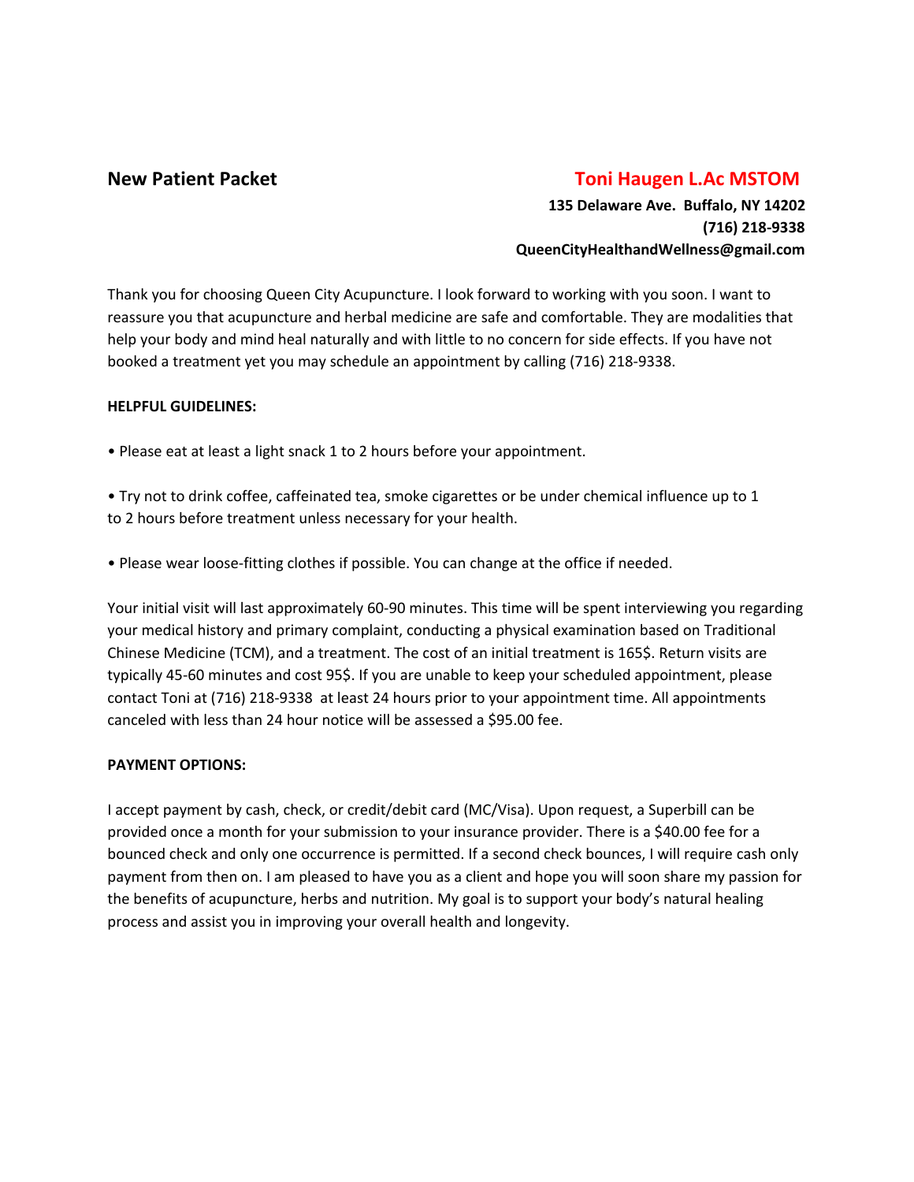**New Patient Packet**

**Toni Haugen L.Ac MSTOM**

**135 Delaware Ave. Buffalo, NY 14202**
**(716) 218-9338**
**QueenCityHealthandWellness@gmail.com**

Thank you for choosing Queen City Acupuncture. I look forward to working with you soon. I want to reassure you that acupuncture and herbal medicine are safe and comfortable. They are modalities that help your body and mind heal naturally and with little to no concern for side effects. If you have not booked a treatment yet you may schedule an appointment by calling (716) 218-9338.

**HELPFUL GUIDELINES:**

- Please eat at least a light snack 1 to 2 hours before your appointment.

- Try not to drink coffee, caffeinated tea, smoke cigarettes or be under chemical influence up to 1 to 2 hours before treatment unless necessary for your health.

- Please wear loose-fitting clothes if possible. You can change at the office if needed.

Your initial visit will last approximately 60-90 minutes. This time will be spent interviewing you regarding your medical history and primary complaint, conducting a physical examination based on Traditional Chinese Medicine (TCM), and a treatment. The cost of an initial treatment is 165$. Return visits are typically 45-60 minutes and cost 95$. If you are unable to keep your scheduled appointment, please contact Toni at (716) 218-9338 at least 24 hours prior to your appointment time. All appointments canceled with less than 24 hour notice will be assessed a $95.00 fee.

**PAYMENT OPTIONS:**

I accept payment by cash, check, or credit/debit card (MC/Visa). Upon request, a Superbill can be provided once a month for your submission to your insurance provider. There is a $40.00 fee for a bounced check and only one occurrence is permitted. If a second check bounces, I will require cash only payment from then on. I am pleased to have you as a client and hope you will soon share my passion for the benefits of acupuncture, herbs and nutrition. My goal is to support your body's natural healing process and assist you in improving your overall health and longevity.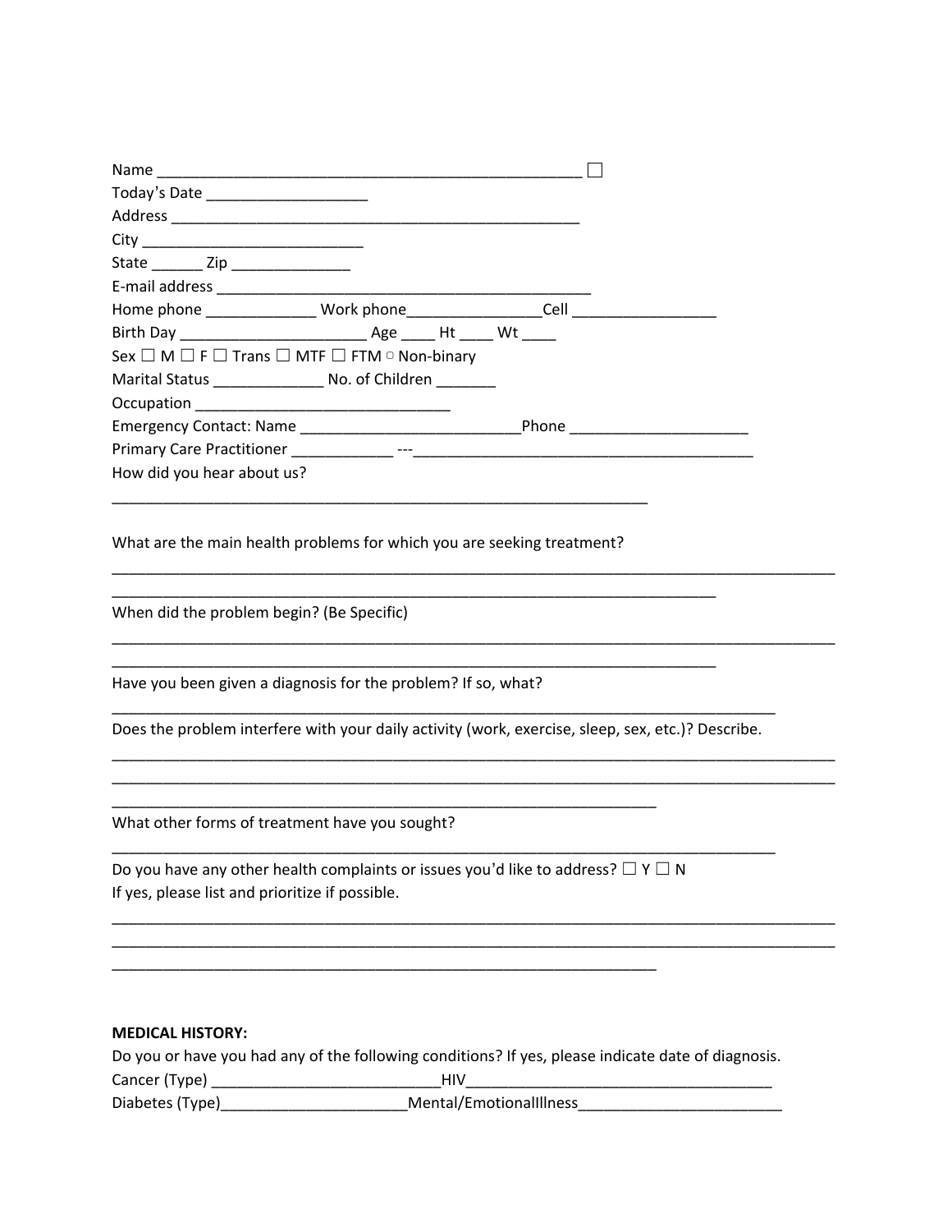Name ___________________________________________________ ☐

Today's Date ___________________

Address __________________________________________________

City __________________________

State ______ Zip ______________

E-mail address ______________________________________________

Home phone _____________ Work phone________________Cell _________________

Birth Day ______________________ Age ____ Ht ____ Wt ____

Sex ☐ M ☐ F ☐ Trans ☐ MTF ☐ FTM ▫ Non-binary

Marital Status _____________ No. of Children _______

Occupation ______________________________

Emergency Contact: Name __________________________Phone _____________________

Primary Care Practitioner ____________ ---________________________________________

How did you hear about us?

_________________________________________________________________

What are the main health problems for which you are seeking treatment?

_________________________________________________________________________________________

_________________________________________________________________________

When did the problem begin? (Be Specific)

_________________________________________________________________________________________

_________________________________________________________________________

Have you been given a diagnosis for the problem? If so, what?

_________________________________________________________________________________

Does the problem interfere with your daily activity (work, exercise, sleep, sex, etc.)? Describe.

_________________________________________________________________________________________

_________________________________________________________________________________________

__________________________________________________________________

What other forms of treatment have you sought?

_________________________________________________________________________________

Do you have any other health complaints or issues you'd like to address? ☐ Y ☐ N

If yes, please list and prioritize if possible.

_________________________________________________________________________________________

_________________________________________________________________________________________

__________________________________________________________________

**MEDICAL HISTORY:**

Do you or have you had any of the following conditions? If yes, please indicate date of diagnosis.

Cancer (Type) ___________________________HIV____________________________________

Diabetes (Type)______________________Mental/EmotionalIllness________________________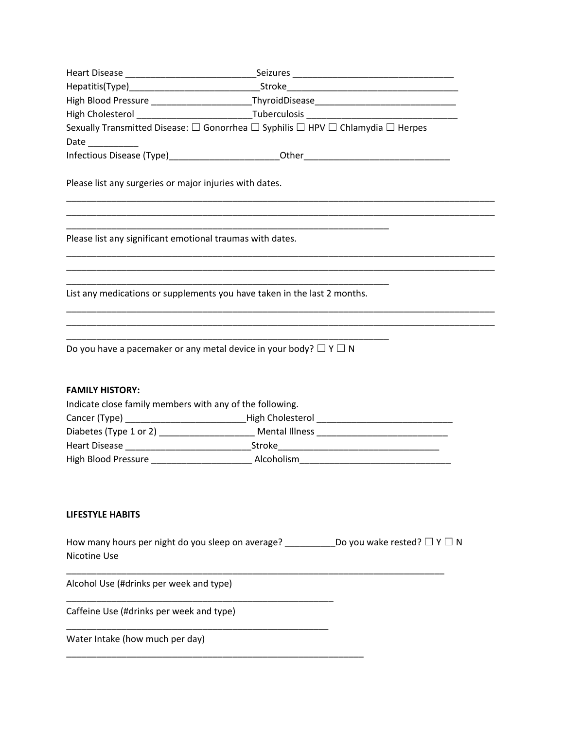Heart Disease __________________________Seizures ________________________________
Hepatitis(Type)__________________________Stroke__________________________________
High Blood Pressure ____________________ThyroidDisease____________________________
High Cholesterol _______________________Tuberculosis ______________________________
Sexually Transmitted Disease: ☐ Gonorrhea ☐ Syphilis ☐ HPV ☐ Chlamydia ☐ Herpes
Date __________
Infectious Disease (Type)_____________________Other_____________________________

Please list any surgeries or major injuries with dates.

_____________________________________________________________________________________
_____________________________________________________________________________________
_________________________________________________________________

Please list any significant emotional traumas with dates.

_____________________________________________________________________________________
_____________________________________________________________________________________
_________________________________________________________________

List any medications or supplements you have taken in the last 2 months.

_____________________________________________________________________________________
_____________________________________________________________________________________
_________________________________________________________________

Do you have a pacemaker or any metal device in your body? ☐ Y ☐ N

**FAMILY HISTORY:**

Indicate close family members with any of the following.

Cancer (Type) ________________________High Cholesterol ___________________________
Diabetes (Type 1 or 2) ___________________ Mental Illness __________________________
Heart Disease _________________________Stroke________________________________
High Blood Pressure ____________________ Alcoholism______________________________

**LIFESTYLE HABITS**

How many hours per night do you sleep on average? __________Do you wake rested? ☐ Y ☐ N

Nicotine Use

_____________________________________________________________________________

Alcohol Use (#drinks per week and type)

______________________________________________________

Caffeine Use (#drinks per week and type)

_____________________________________________________

Water Intake (how much per day)

____________________________________________________________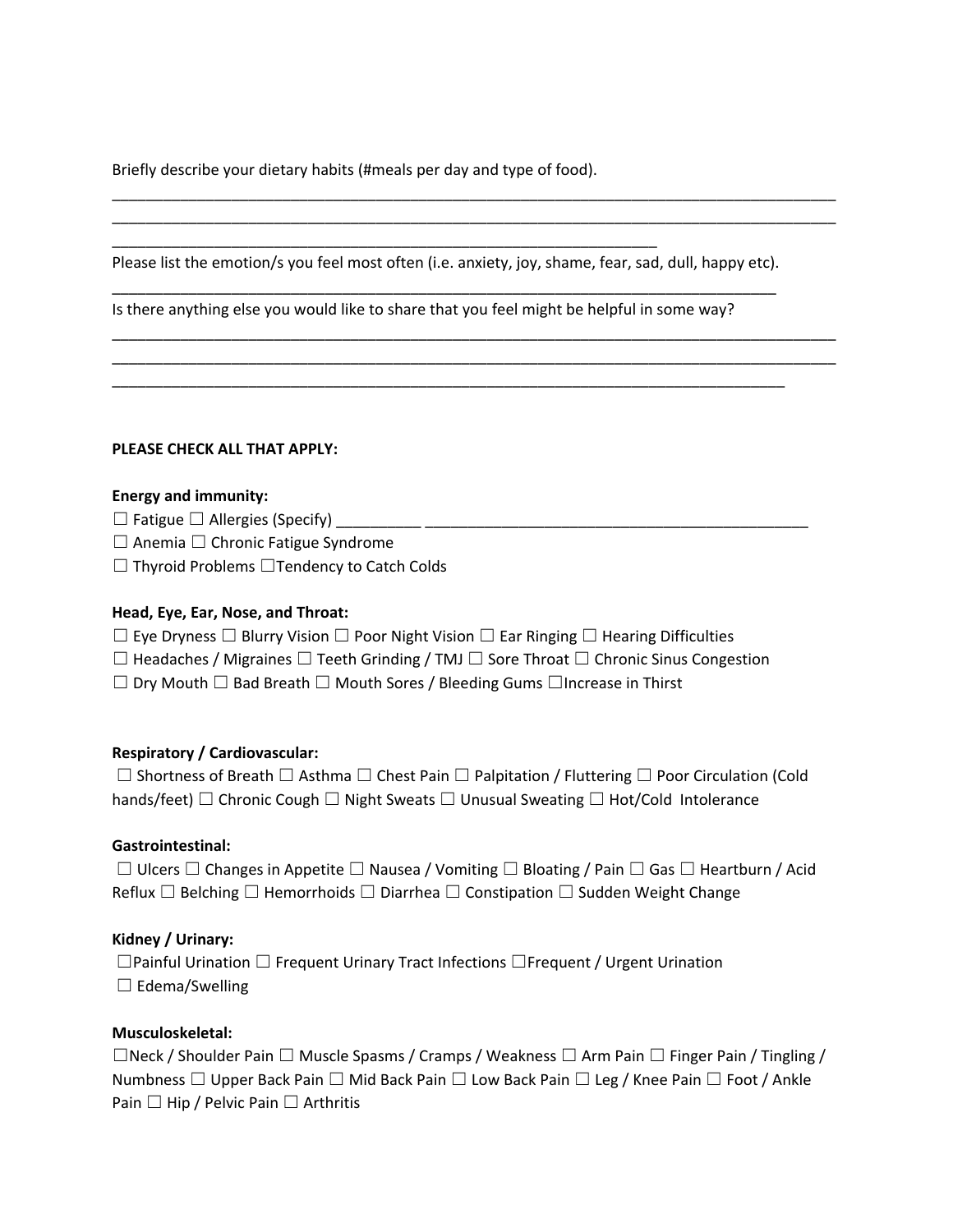Briefly describe your dietary habits (#meals per day and type of food).

_______________________________________________________________________________________
_______________________________________________________________________________________
_________________________________________________________________

Please list the emotion/s you feel most often (i.e. anxiety, joy, shame, fear, sad, dull, happy etc).

_______________________________________________________________________________

Is there anything else you would like to share that you feel might be helpful in some way?

_______________________________________________________________________________________
_______________________________________________________________________________________
________________________________________________________________________________

**PLEASE CHECK ALL THAT APPLY:**

**Energy and immunity:**

☐ Fatigue ☐ Allergies (Specify) __________ ______________________________________________

☐ Anemia ☐ Chronic Fatigue Syndrome

☐ Thyroid Problems ☐Tendency to Catch Colds

**Head, Eye, Ear, Nose, and Throat:**

☐ Eye Dryness ☐ Blurry Vision ☐ Poor Night Vision ☐ Ear Ringing ☐ Hearing Difficulties

☐ Headaches / Migraines ☐ Teeth Grinding / TMJ ☐ Sore Throat ☐ Chronic Sinus Congestion

☐ Dry Mouth ☐ Bad Breath ☐ Mouth Sores / Bleeding Gums ☐Increase in Thirst

**Respiratory / Cardiovascular:**

☐ Shortness of Breath ☐ Asthma ☐ Chest Pain ☐ Palpitation / Fluttering ☐ Poor Circulation (Cold hands/feet) ☐ Chronic Cough ☐ Night Sweats ☐ Unusual Sweating ☐ Hot/Cold Intolerance

**Gastrointestinal:**

☐ Ulcers ☐ Changes in Appetite ☐ Nausea / Vomiting ☐ Bloating / Pain ☐ Gas ☐ Heartburn / Acid Reflux ☐ Belching ☐ Hemorrhoids ☐ Diarrhea ☐ Constipation ☐ Sudden Weight Change

**Kidney / Urinary:**

☐Painful Urination ☐ Frequent Urinary Tract Infections ☐Frequent / Urgent Urination

☐ Edema/Swelling

**Musculoskeletal:**

☐Neck / Shoulder Pain ☐ Muscle Spasms / Cramps / Weakness ☐ Arm Pain ☐ Finger Pain / Tingling / Numbness ☐ Upper Back Pain ☐ Mid Back Pain ☐ Low Back Pain ☐ Leg / Knee Pain ☐ Foot / Ankle Pain ☐ Hip / Pelvic Pain ☐ Arthritis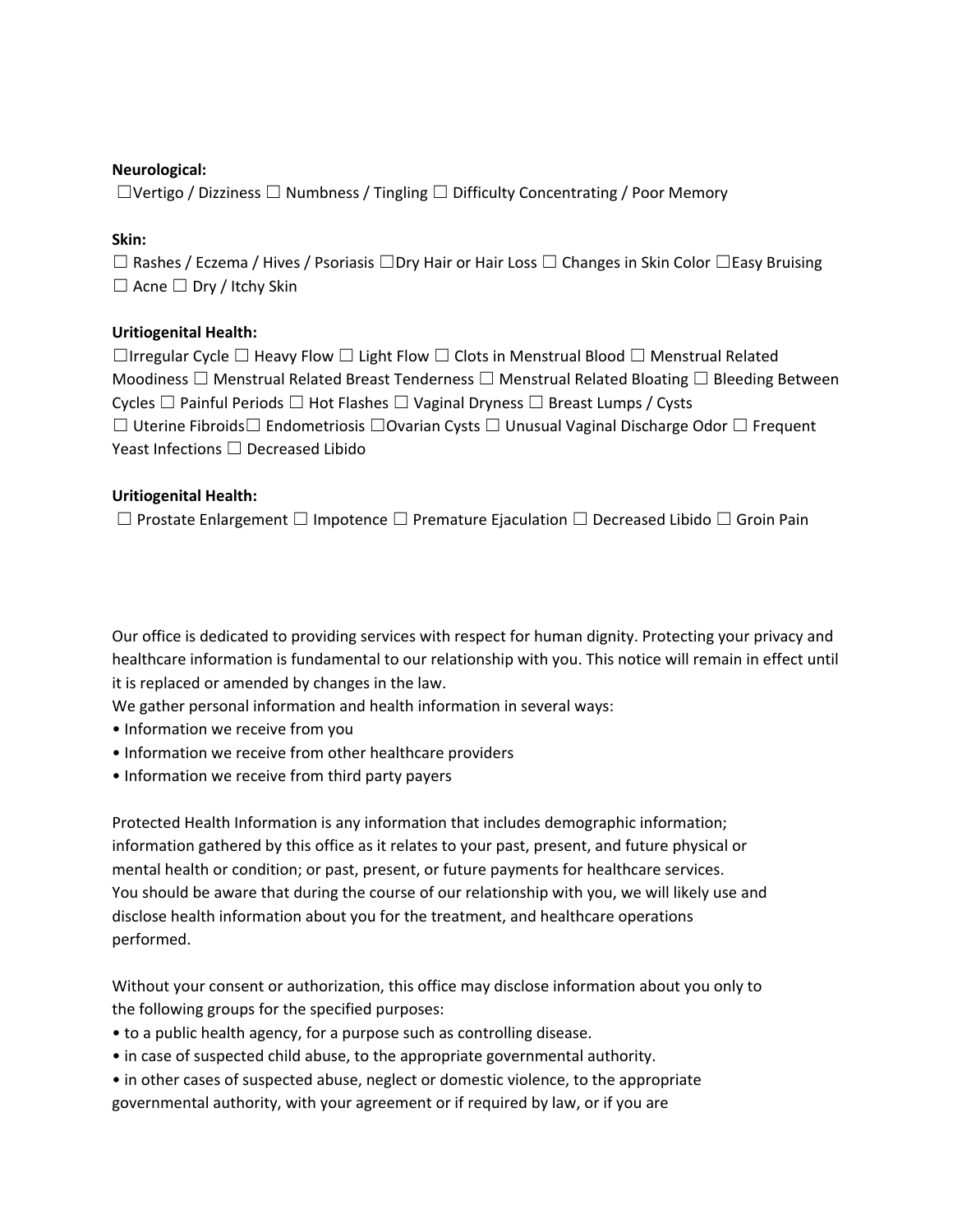**Neurological:**

☐Vertigo / Dizziness ☐ Numbness / Tingling ☐ Difficulty Concentrating / Poor Memory

**Skin:**

☐ Rashes / Eczema / Hives / Psoriasis ☐Dry Hair or Hair Loss ☐ Changes in Skin Color ☐Easy Bruising ☐ Acne ☐ Dry / Itchy Skin

**Uritiogenital Health:**

☐Irregular Cycle ☐ Heavy Flow ☐ Light Flow ☐ Clots in Menstrual Blood ☐ Menstrual Related Moodiness ☐ Menstrual Related Breast Tenderness ☐ Menstrual Related Bloating ☐ Bleeding Between Cycles ☐ Painful Periods ☐ Hot Flashes ☐ Vaginal Dryness ☐ Breast Lumps / Cysts ☐ Uterine Fibroids☐ Endometriosis ☐Ovarian Cysts ☐ Unusual Vaginal Discharge Odor ☐ Frequent Yeast Infections ☐ Decreased Libido

**Uritiogenital Health:**

☐ Prostate Enlargement ☐ Impotence ☐ Premature Ejaculation ☐ Decreased Libido ☐ Groin Pain

Our office is dedicated to providing services with respect for human dignity. Protecting your privacy and healthcare information is fundamental to our relationship with you. This notice will remain in effect until it is replaced or amended by changes in the law.

We gather personal information and health information in several ways:

- Information we receive from you
- Information we receive from other healthcare providers
- Information we receive from third party payers

Protected Health Information is any information that includes demographic information; information gathered by this office as it relates to your past, present, and future physical or mental health or condition; or past, present, or future payments for healthcare services. You should be aware that during the course of our relationship with you, we will likely use and disclose health information about you for the treatment, and healthcare operations performed.

Without your consent or authorization, this office may disclose information about you only to the following groups for the specified purposes:

- to a public health agency, for a purpose such as controlling disease.
- in case of suspected child abuse, to the appropriate governmental authority.
- in other cases of suspected abuse, neglect or domestic violence, to the appropriate governmental authority, with your agreement or if required by law, or if you are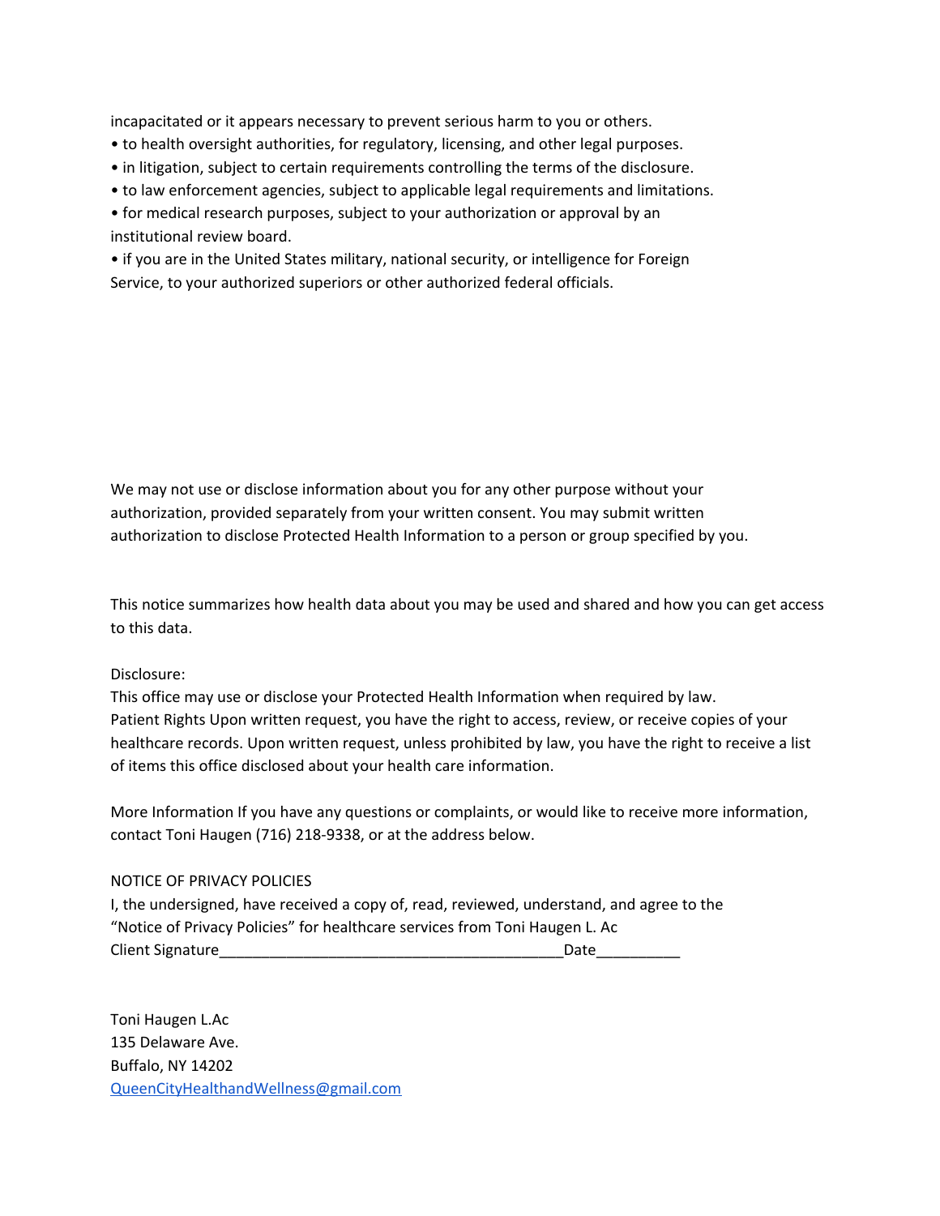incapacitated or it appears necessary to prevent serious harm to you or others.

- to health oversight authorities, for regulatory, licensing, and other legal purposes.
- in litigation, subject to certain requirements controlling the terms of the disclosure.
- to law enforcement agencies, subject to applicable legal requirements and limitations.
- for medical research purposes, subject to your authorization or approval by an institutional review board.
- if you are in the United States military, national security, or intelligence for Foreign Service, to your authorized superiors or other authorized federal officials.

We may not use or disclose information about you for any other purpose without your authorization, provided separately from your written consent. You may submit written authorization to disclose Protected Health Information to a person or group specified by you.

This notice summarizes how health data about you may be used and shared and how you can get access to this data.

Disclosure:
This office may use or disclose your Protected Health Information when required by law.
Patient Rights Upon written request, you have the right to access, review, or receive copies of your healthcare records. Upon written request, unless prohibited by law, you have the right to receive a list of items this office disclosed about your health care information.

More Information If you have any questions or complaints, or would like to receive more information, contact Toni Haugen (716) 218-9338, or at the address below.

NOTICE OF PRIVACY POLICIES
I, the undersigned, have received a copy of, read, reviewed, understand, and agree to the "Notice of Privacy Policies" for healthcare services from Toni Haugen L. Ac
Client Signature_________________________________________Date__________

Toni Haugen L.Ac
135 Delaware Ave.
Buffalo, NY 14202
QueenCityHealthandWellness@gmail.com